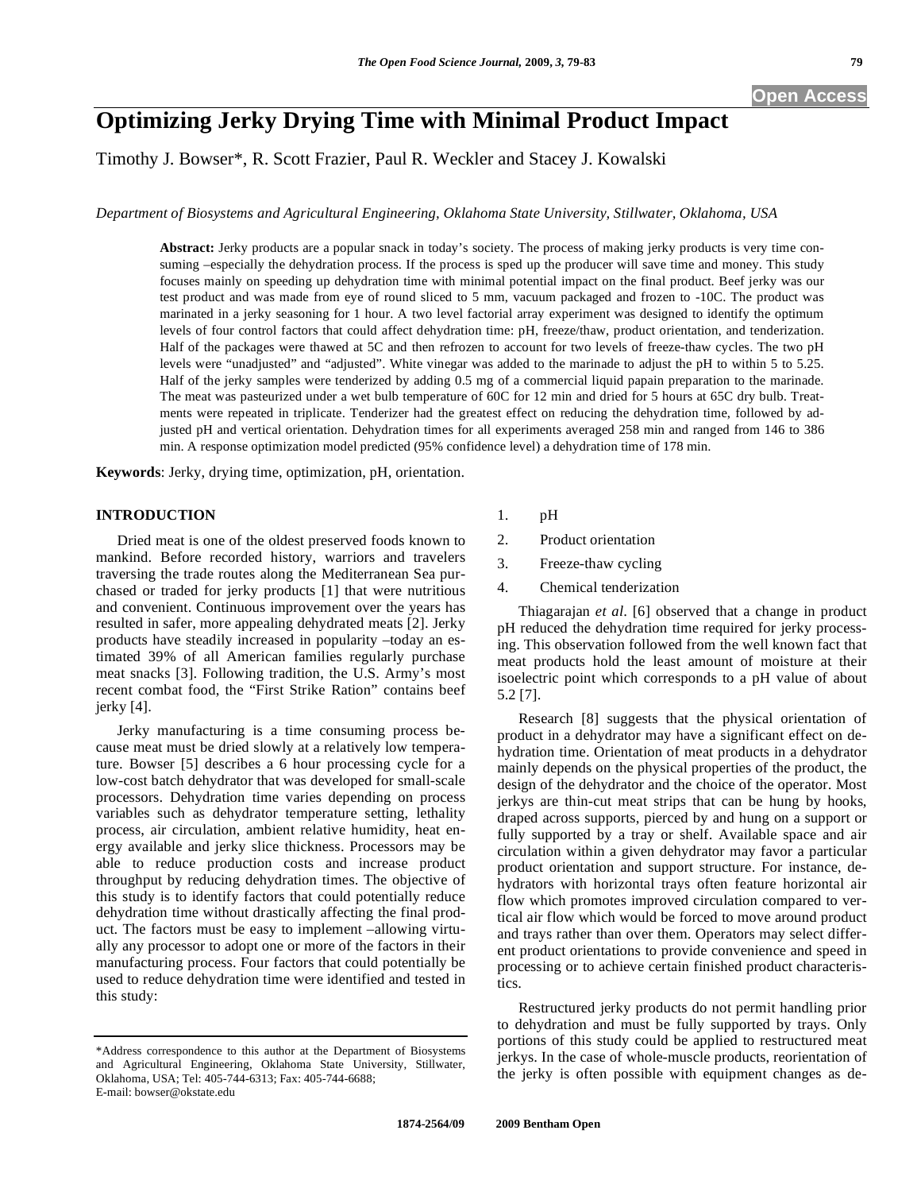# Optimizing Jerky Drying Time with Minimal Product Impact

Timothy J. Bowser*, R. Scott Frazier, Paul R. Weckler and Stacey J. Kowalski

*Department of Biosystems and Agricultural Engineering, Oklahoma State University, Stillwater, Oklahoma, USA*

**Abstract:** Jerky products are a popular snack in today's society. The process of making jerky products is very time consuming –especially the dehydration process. If the process is sped up the producer will save time and money. This study focuses mainly on speeding up dehydration time with minimal potential impact on the final product. Beef jerky was our test product and was made from eye of round sliced to 5 mm, vacuum packaged and frozen to -10C. The product was marinated in a jerky seasoning for 1 hour. A two level factorial array experiment was designed to identify the optimum levels of four control factors that could affect dehydration time: pH, freeze/thaw, product orientation, and tenderization. Half of the packages were thawed at 5C and then refrozen to account for two levels of freeze-thaw cycles. The two pH levels were "unadjusted" and "adjusted". White vinegar was added to the marinade to adjust the pH to within 5 to 5.25. Half of the jerky samples were tenderized by adding 0.5 mg of a commercial liquid papain preparation to the marinade. The meat was pasteurized under a wet bulb temperature of 60C for 12 min and dried for 5 hours at 65C dry bulb. Treatments were repeated in triplicate. Tenderizer had the greatest effect on reducing the dehydration time, followed by adjusted pH and vertical orientation. Dehydration times for all experiments averaged 258 min and ranged from 146 to 386 min. A response optimization model predicted (95% confidence level) a dehydration time of 178 min.

**Keywords**: Jerky, drying time, optimization, pH, orientation.

## INTRODUCTION

Dried meat is one of the oldest preserved foods known to mankind. Before recorded history, warriors and travelers traversing the trade routes along the Mediterranean Sea purchased or traded for jerky products [1] that were nutritious and convenient. Continuous improvement over the years has resulted in safer, more appealing dehydrated meats [2]. Jerky products have steadily increased in popularity –today an estimated 39% of all American families regularly purchase meat snacks [3]. Following tradition, the U.S. Army's most recent combat food, the "First Strike Ration" contains beef jerky [4].

Jerky manufacturing is a time consuming process because meat must be dried slowly at a relatively low temperature. Bowser [5] describes a 6 hour processing cycle for a low-cost batch dehydrator that was developed for small-scale processors. Dehydration time varies depending on process variables such as dehydrator temperature setting, lethality process, air circulation, ambient relative humidity, heat energy available and jerky slice thickness. Processors may be able to reduce production costs and increase product throughput by reducing dehydration times. The objective of this study is to identify factors that could potentially reduce dehydration time without drastically affecting the final product. The factors must be easy to implement –allowing virtually any processor to adopt one or more of the factors in their manufacturing process. Four factors that could potentially be used to reduce dehydration time were identified and tested in this study:

1. pH
2. Product orientation
3. Freeze-thaw cycling
4. Chemical tenderization

Thiagarajan *et al*. [6] observed that a change in product pH reduced the dehydration time required for jerky processing. This observation followed from the well known fact that meat products hold the least amount of moisture at their isoelectric point which corresponds to a pH value of about 5.2 [7].

Research [8] suggests that the physical orientation of product in a dehydrator may have a significant effect on dehydration time. Orientation of meat products in a dehydrator mainly depends on the physical properties of the product, the design of the dehydrator and the choice of the operator. Most jerkys are thin-cut meat strips that can be hung by hooks, draped across supports, pierced by and hung on a support or fully supported by a tray or shelf. Available space and air circulation within a given dehydrator may favor a particular product orientation and support structure. For instance, dehydrators with horizontal trays often feature horizontal air flow which promotes improved circulation compared to vertical air flow which would be forced to move around product and trays rather than over them. Operators may select different product orientations to provide convenience and speed in processing or to achieve certain finished product characteristics.

Restructured jerky products do not permit handling prior to dehydration and must be fully supported by trays. Only portions of this study could be applied to restructured meat jerkys. In the case of whole-muscle products, reorientation of the jerky is often possible with equipment changes as de-

---

*Address correspondence to this author at the Department of Biosystems and Agricultural Engineering, Oklahoma State University, Stillwater, Oklahoma, USA; Tel: 405-744-6313; Fax: 405-744-6688; E-mail: bowser@okstate.edu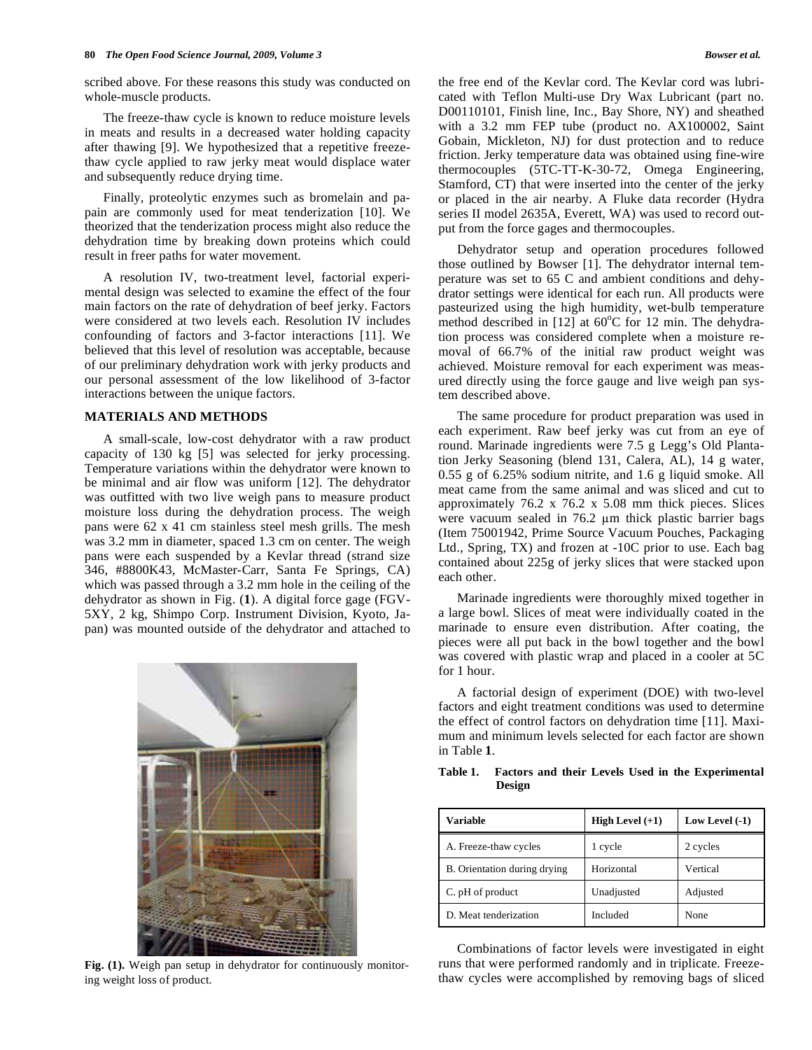scribed above. For these reasons this study was conducted on whole-muscle products.

The freeze-thaw cycle is known to reduce moisture levels in meats and results in a decreased water holding capacity after thawing [9]. We hypothesized that a repetitive freeze-thaw cycle applied to raw jerky meat would displace water and subsequently reduce drying time.

Finally, proteolytic enzymes such as bromelain and papain are commonly used for meat tenderization [10]. We theorized that the tenderization process might also reduce the dehydration time by breaking down proteins which could result in freer paths for water movement.

A resolution IV, two-treatment level, factorial experimental design was selected to examine the effect of the four main factors on the rate of dehydration of beef jerky. Factors were considered at two levels each. Resolution IV includes confounding of factors and 3-factor interactions [11]. We believed that this level of resolution was acceptable, because of our preliminary dehydration work with jerky products and our personal assessment of the low likelihood of 3-factor interactions between the unique factors.

## MATERIALS AND METHODS

A small-scale, low-cost dehydrator with a raw product capacity of 130 kg [5] was selected for jerky processing. Temperature variations within the dehydrator were known to be minimal and air flow was uniform [12]. The dehydrator was outfitted with two live weigh pans to measure product moisture loss during the dehydration process. The weigh pans were 62 x 41 cm stainless steel mesh grills. The mesh was 3.2 mm in diameter, spaced 1.3 cm on center. The weigh pans were each suspended by a Kevlar thread (strand size 346, #8800K43, McMaster-Carr, Santa Fe Springs, CA) which was passed through a 3.2 mm hole in the ceiling of the dehydrator as shown in Fig. (**1**). A digital force gage (FGV-5XY, 2 kg, Shimpo Corp. Instrument Division, Kyoto, Japan) was mounted outside of the dehydrator and attached to the free end of the Kevlar cord. The Kevlar cord was lubricated with Teflon Multi-use Dry Wax Lubricant (part no. D00110101, Finish line, Inc., Bay Shore, NY) and sheathed with a 3.2 mm FEP tube (product no. AX100002, Saint Gobain, Mickleton, NJ) for dust protection and to reduce friction. Jerky temperature data was obtained using fine-wire thermocouples (5TC-TT-K-30-72, Omega Engineering, Stamford, CT) that were inserted into the center of the jerky or placed in the air nearby. A Fluke data recorder (Hydra series II model 2635A, Everett, WA) was used to record output from the force gages and thermocouples.

Fig. (1). Weigh pan setup in dehydrator for continuously monitoring weight loss of product.

Dehydrator setup and operation procedures followed those outlined by Bowser [1]. The dehydrator internal temperature was set to 65 C and ambient conditions and dehydrator settings were identical for each run. All products were pasteurized using the high humidity, wet-bulb temperature method described in [12] at 60°C for 12 min. The dehydration process was considered complete when a moisture removal of 66.7% of the initial raw product weight was achieved. Moisture removal for each experiment was measured directly using the force gauge and live weigh pan system described above.

The same procedure for product preparation was used in each experiment. Raw beef jerky was cut from an eye of round. Marinade ingredients were 7.5 g Legg's Old Plantation Jerky Seasoning (blend 131, Calera, AL), 14 g water, 0.55 g of 6.25% sodium nitrite, and 1.6 g liquid smoke. All meat came from the same animal and was sliced and cut to approximately 76.2 x 76.2 x 5.08 mm thick pieces. Slices were vacuum sealed in 76.2 μm thick plastic barrier bags (Item 75001942, Prime Source Vacuum Pouches, Packaging Ltd., Spring, TX) and frozen at -10C prior to use. Each bag contained about 225g of jerky slices that were stacked upon each other.

Marinade ingredients were thoroughly mixed together in a large bowl. Slices of meat were individually coated in the marinade to ensure even distribution. After coating, the pieces were all put back in the bowl together and the bowl was covered with plastic wrap and placed in a cooler at 5C for 1 hour.

A factorial design of experiment (DOE) with two-level factors and eight treatment conditions was used to determine the effect of control factors on dehydration time [11]. Maximum and minimum levels selected for each factor are shown in Table **1**.

**Table 1. Factors and their Levels Used in the Experimental Design**

| Variable | High Level (+1) | Low Level (-1) |
|---|---|---|
| A. Freeze-thaw cycles | 1 cycle | 2 cycles |
| B. Orientation during drying | Horizontal | Vertical |
| C. pH of product | Unadjusted | Adjusted |
| D. Meat tenderization | Included | None |

Combinations of factor levels were investigated in eight runs that were performed randomly and in triplicate. Freeze-thaw cycles were accomplished by removing bags of sliced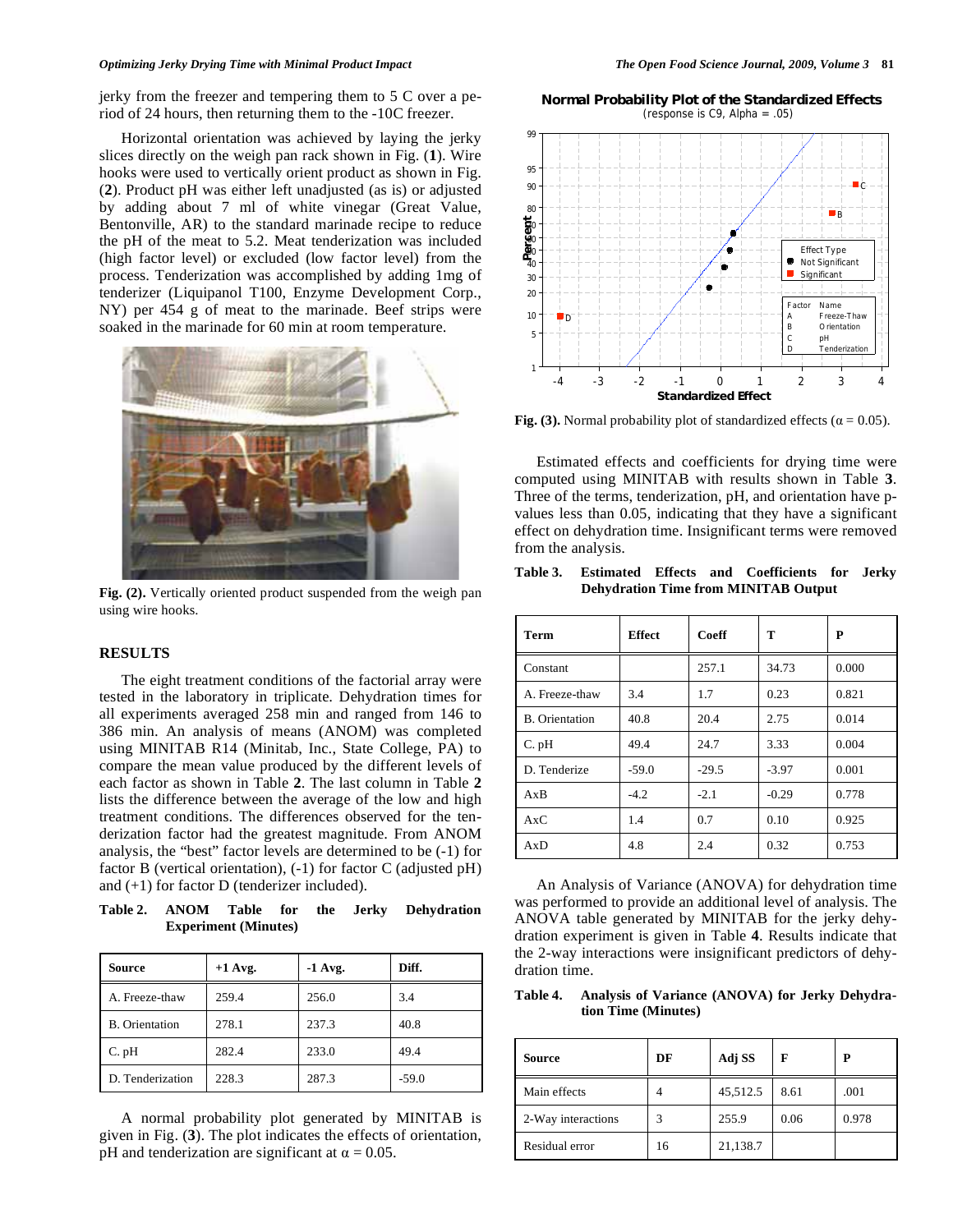jerky from the freezer and tempering them to 5 C over a period of 24 hours, then returning them to the -10C freezer.

Horizontal orientation was achieved by laying the jerky slices directly on the weigh pan rack shown in Fig. (**1**). Wire hooks were used to vertically orient product as shown in Fig. (**2**). Product pH was either left unadjusted (as is) or adjusted by adding about 7 ml of white vinegar (Great Value, Bentonville, AR) to the standard marinade recipe to reduce the pH of the meat to 5.2. Meat tenderization was included (high factor level) or excluded (low factor level) from the process. Tenderization was accomplished by adding 1mg of tenderizer (Liquipanol T100, Enzyme Development Corp., NY) per 454 g of meat to the marinade. Beef strips were soaked in the marinade for 60 min at room temperature.

**Fig. (2).** Vertically oriented product suspended from the weigh pan using wire hooks.

## RESULTS

The eight treatment conditions of the factorial array were tested in the laboratory in triplicate. Dehydration times for all experiments averaged 258 min and ranged from 146 to 386 min. An analysis of means (ANOM) was completed using MINITAB R14 (Minitab, Inc., State College, PA) to compare the mean value produced by the different levels of each factor as shown in Table **2**. The last column in Table **2** lists the difference between the average of the low and high treatment conditions. The differences observed for the tenderization factor had the greatest magnitude. From ANOM analysis, the "best" factor levels are determined to be (-1) for factor B (vertical orientation), (-1) for factor C (adjusted pH) and (+1) for factor D (tenderizer included).

**Table 2. ANOM Table for the Jerky Dehydration Experiment (Minutes)**

| Source | +1 Avg. | -1 Avg. | Diff. |
|---|---|---|---|
| A. Freeze-thaw | 259.4 | 256.0 | 3.4 |
| B. Orientation | 278.1 | 237.3 | 40.8 |
| C. pH | 282.4 | 233.0 | 49.4 |
| D. Tenderization | 228.3 | 287.3 | -59.0 |

A normal probability plot generated by MINITAB is given in Fig. (**3**). The plot indicates the effects of orientation, pH and tenderization are significant at $\alpha = 0.05$.

**Fig. (3).** Normal probability plot of standardized effects ($\alpha = 0.05$).

Estimated effects and coefficients for drying time were computed using MINITAB with results shown in Table **3**. Three of the terms, tenderization, pH, and orientation have p-values less than 0.05, indicating that they have a significant effect on dehydration time. Insignificant terms were removed from the analysis.

**Table 3. Estimated Effects and Coefficients for Jerky Dehydration Time from MINITAB Output**

| Term | Effect | Coeff | T | P |
|---|---|---|---|---|
| Constant | | 257.1 | 34.73 | 0.000 |
| A. Freeze-thaw | 3.4 | 1.7 | 0.23 | 0.821 |
| B. Orientation | 40.8 | 20.4 | 2.75 | 0.014 |
| C. pH | 49.4 | 24.7 | 3.33 | 0.004 |
| D. Tenderize | -59.0 | -29.5 | -3.97 | 0.001 |
| AxB | -4.2 | -2.1 | -0.29 | 0.778 |
| AxC | 1.4 | 0.7 | 0.10 | 0.925 |
| AxD | 4.8 | 2.4 | 0.32 | 0.753 |

An Analysis of Variance (ANOVA) for dehydration time was performed to provide an additional level of analysis. The ANOVA table generated by MINITAB for the jerky dehydration experiment is given in Table **4**. Results indicate that the 2-way interactions were insignificant predictors of dehydration time.

**Table 4. Analysis of Variance (ANOVA) for Jerky Dehydration Time (Minutes)**

| Source | DF | Adj SS | F | P |
|---|---|---|---|---|
| Main effects | 4 | 45,512.5 | 8.61 | .001 |
| 2-Way interactions | 3 | 255.9 | 0.06 | 0.978 |
| Residual error | 16 | 21,138.7 | | |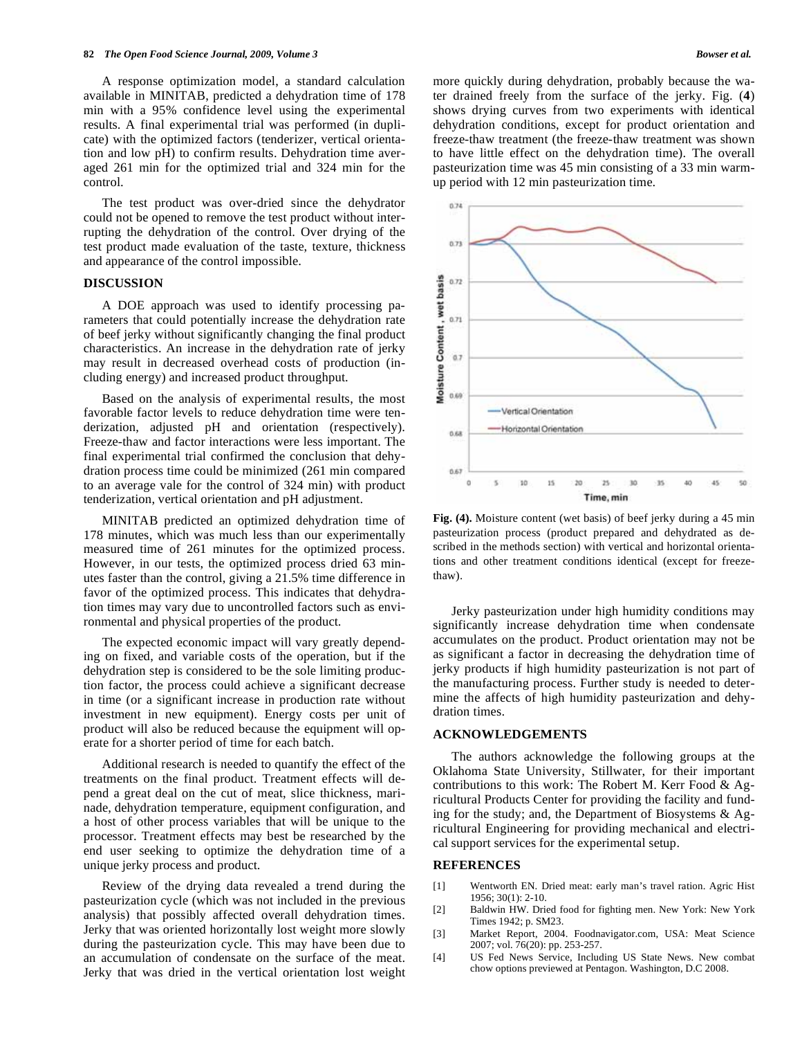A response optimization model, a standard calculation available in MINITAB, predicted a dehydration time of 178 min with a 95% confidence level using the experimental results. A final experimental trial was performed (in duplicate) with the optimized factors (tenderizer, vertical orientation and low pH) to confirm results. Dehydration time averaged 261 min for the optimized trial and 324 min for the control.

The test product was over-dried since the dehydrator could not be opened to remove the test product without interrupting the dehydration of the control. Over drying of the test product made evaluation of the taste, texture, thickness and appearance of the control impossible.

## DISCUSSION

A DOE approach was used to identify processing parameters that could potentially increase the dehydration rate of beef jerky without significantly changing the final product characteristics. An increase in the dehydration rate of jerky may result in decreased overhead costs of production (including energy) and increased product throughput.

Based on the analysis of experimental results, the most favorable factor levels to reduce dehydration time were tenderization, adjusted pH and orientation (respectively). Freeze-thaw and factor interactions were less important. The final experimental trial confirmed the conclusion that dehydration process time could be minimized (261 min compared to an average vale for the control of 324 min) with product tenderization, vertical orientation and pH adjustment.

MINITAB predicted an optimized dehydration time of 178 minutes, which was much less than our experimentally measured time of 261 minutes for the optimized process. However, in our tests, the optimized process dried 63 minutes faster than the control, giving a 21.5% time difference in favor of the optimized process. This indicates that dehydration times may vary due to uncontrolled factors such as environmental and physical properties of the product.

The expected economic impact will vary greatly depending on fixed, and variable costs of the operation, but if the dehydration step is considered to be the sole limiting production factor, the process could achieve a significant decrease in time (or a significant increase in production rate without investment in new equipment). Energy costs per unit of product will also be reduced because the equipment will operate for a shorter period of time for each batch.

Additional research is needed to quantify the effect of the treatments on the final product. Treatment effects will depend a great deal on the cut of meat, slice thickness, marinade, dehydration temperature, equipment configuration, and a host of other process variables that will be unique to the processor. Treatment effects may best be researched by the end user seeking to optimize the dehydration time of a unique jerky process and product.

Review of the drying data revealed a trend during the pasteurization cycle (which was not included in the previous analysis) that possibly affected overall dehydration times. Jerky that was oriented horizontally lost weight more slowly during the pasteurization cycle. This may have been due to an accumulation of condensate on the surface of the meat. Jerky that was dried in the vertical orientation lost weight more quickly during dehydration, probably because the water drained freely from the surface of the jerky. Fig. (**4**) shows drying curves from two experiments with identical dehydration conditions, except for product orientation and freeze-thaw treatment (the freeze-thaw treatment was shown to have little effect on the dehydration time). The overall pasteurization time was 45 min consisting of a 33 min warm-up period with 12 min pasteurization time.

**Fig. (4).** Moisture content (wet basis) of beef jerky during a 45 min pasteurization process (product prepared and dehydrated as described in the methods section) with vertical and horizontal orientations and other treatment conditions identical (except for freeze-thaw).

Jerky pasteurization under high humidity conditions may significantly increase dehydration time when condensate accumulates on the product. Product orientation may not be as significant a factor in decreasing the dehydration time of jerky products if high humidity pasteurization is not part of the manufacturing process. Further study is needed to determine the affects of high humidity pasteurization and dehydration times.

## ACKNOWLEDGEMENTS

The authors acknowledge the following groups at the Oklahoma State University, Stillwater, for their important contributions to this work: The Robert M. Kerr Food & Agricultural Products Center for providing the facility and funding for the study; and, the Department of Biosystems & Agricultural Engineering for providing mechanical and electrical support services for the experimental setup.

## REFERENCES

[1] Wentworth EN. Dried meat: early man's travel ration. Agric Hist 1956; 30(1): 2-10.

[2] Baldwin HW. Dried food for fighting men. New York: New York Times 1942; p. SM23.

[3] Market Report, 2004. Foodnavigator.com, USA: Meat Science 2007; vol. 76(20): pp. 253-257.

[4] US Fed News Service, Including US State News. New combat chow options previewed at Pentagon. Washington, D.C 2008.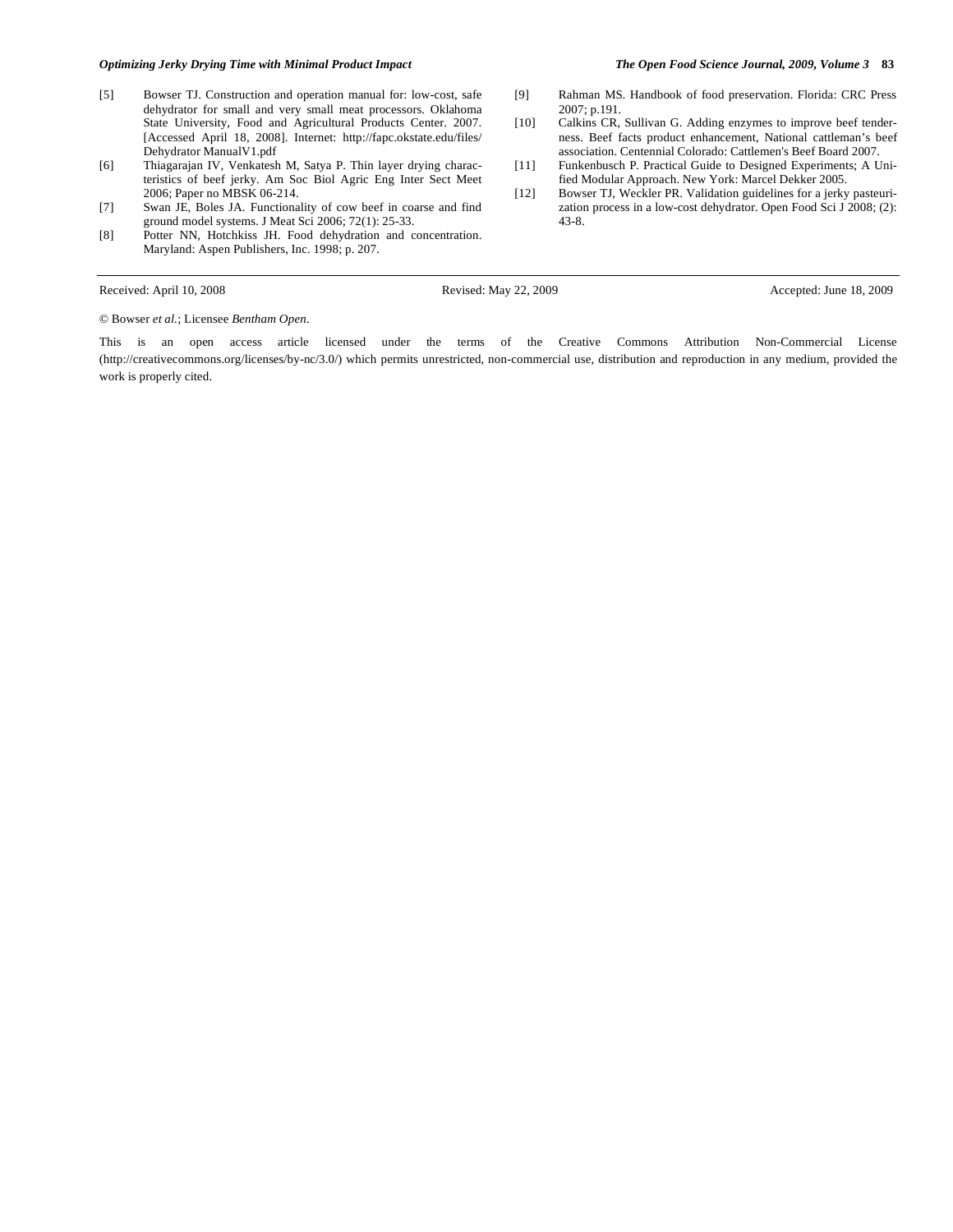[5] Bowser TJ. Construction and operation manual for: low-cost, safe dehydrator for small and very small meat processors. Oklahoma State University, Food and Agricultural Products Center. 2007. [Accessed April 18, 2008]. Internet: http://fapc.okstate.edu/files/Dehydrator ManualV1.pdf

[6] Thiagarajan IV, Venkatesh M, Satya P. Thin layer drying characteristics of beef jerky. Am Soc Biol Agric Eng Inter Sect Meet 2006; Paper no MBSK 06-214.

[7] Swan JE, Boles JA. Functionality of cow beef in coarse and find ground model systems. J Meat Sci 2006; 72(1): 25-33.

[8] Potter NN, Hotchkiss JH. Food dehydration and concentration. Maryland: Aspen Publishers, Inc. 1998; p. 207.

[9] Rahman MS. Handbook of food preservation. Florida: CRC Press 2007; p.191.

[10] Calkins CR, Sullivan G. Adding enzymes to improve beef tenderness. Beef facts product enhancement, National cattleman's beef association. Centennial Colorado: Cattlemen's Beef Board 2007.

[11] Funkenbusch P. Practical Guide to Designed Experiments; A Unified Modular Approach. New York: Marcel Dekker 2005.

[12] Bowser TJ, Weckler PR. Validation guidelines for a jerky pasteurization process in a low-cost dehydrator. Open Food Sci J 2008; (2): 43-8.

---

Received: April 10, 2008 Revised: May 22, 2009 Accepted: June 18, 2009

© Bowser *et al.*; Licensee *Bentham Open*.

This is an open access article licensed under the terms of the Creative Commons Attribution Non-Commercial License (http://creativecommons.org/licenses/by-nc/3.0/) which permits unrestricted, non-commercial use, distribution and reproduction in any medium, provided the work is properly cited.